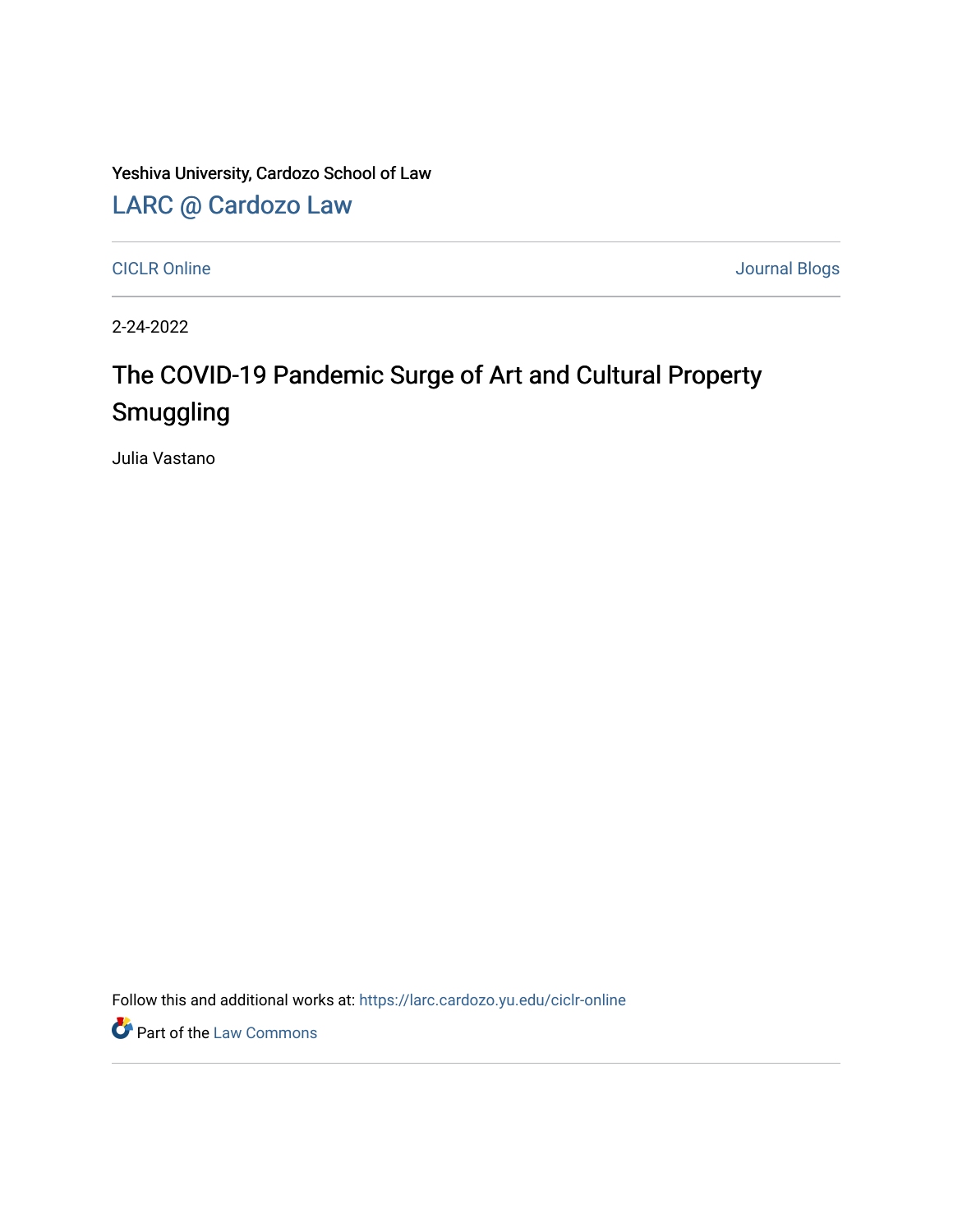Yeshiva University, Cardozo School of Law

LARC @ Cardozo Law

CICLR Online

Journal Blogs

2-24-2022

# The COVID-19 Pandemic Surge of Art and Cultural Property Smuggling

Julia Vastano

Follow this and additional works at: https://larc.cardozo.yu.edu/ciclr-online

Part of the Law Commons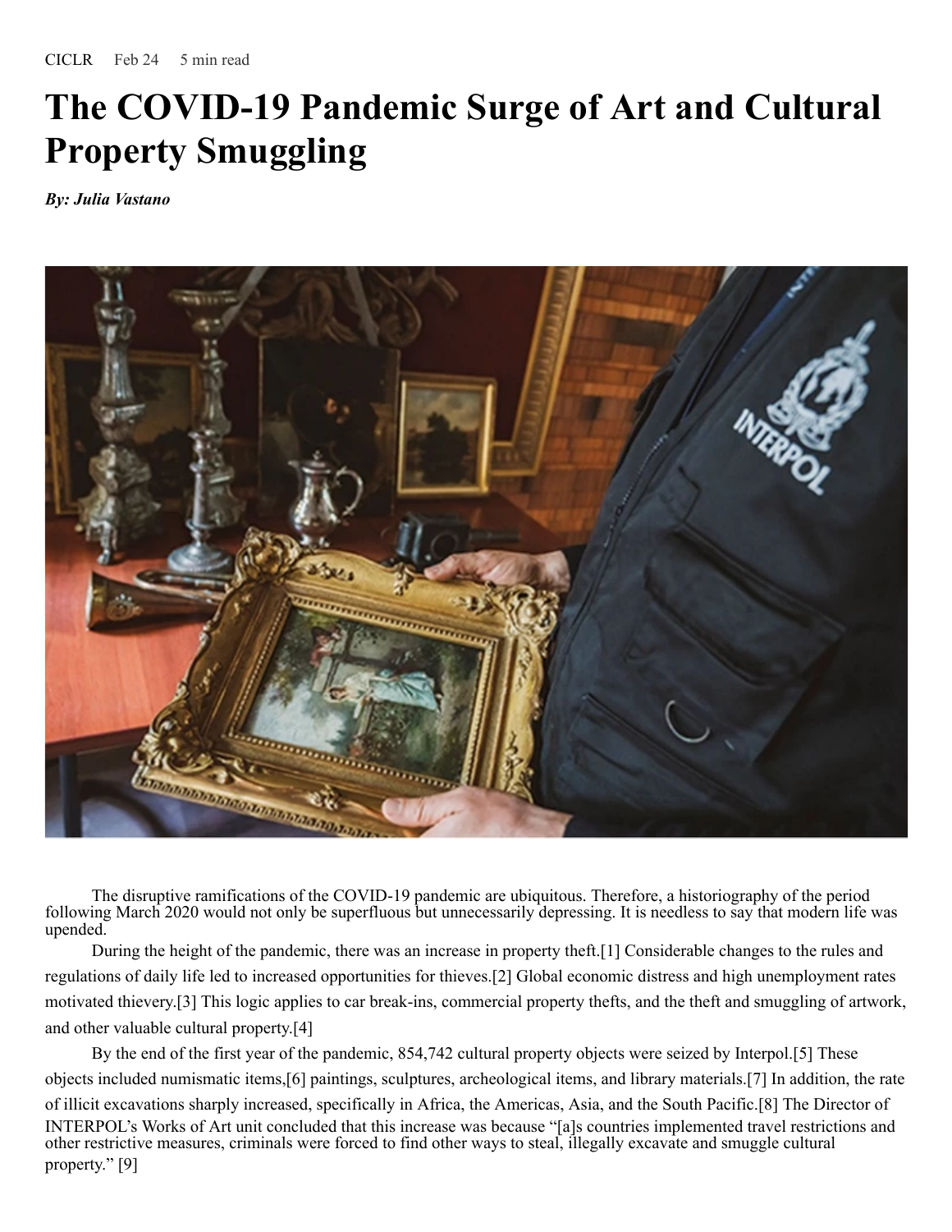CICLR Feb 24 5 min read

# The COVID-19 Pandemic Surge of Art and Cultural Property Smuggling

***By: Julia Vastano***

The disruptive ramifications of the COVID-19 pandemic are ubiquitous. Therefore, a historiography of the period following March 2020 would not only be superfluous but unnecessarily depressing. It is needless to say that modern life was upended.

During the height of the pandemic, there was an increase in property theft.[1] Considerable changes to the rules and regulations of daily life led to increased opportunities for thieves.[2] Global economic distress and high unemployment rates motivated thievery.[3] This logic applies to car break-ins, commercial property thefts, and the theft and smuggling of artwork, and other valuable cultural property.[4]

By the end of the first year of the pandemic, 854,742 cultural property objects were seized by Interpol.[5] These objects included numismatic items,[6] paintings, sculptures, archeological items, and library materials.[7] In addition, the rate of illicit excavations sharply increased, specifically in Africa, the Americas, Asia, and the South Pacific.[8] The Director of INTERPOL's Works of Art unit concluded that this increase was because "[a]s countries implemented travel restrictions and other restrictive measures, criminals were forced to find other ways to steal, illegally excavate and smuggle cultural property." [9]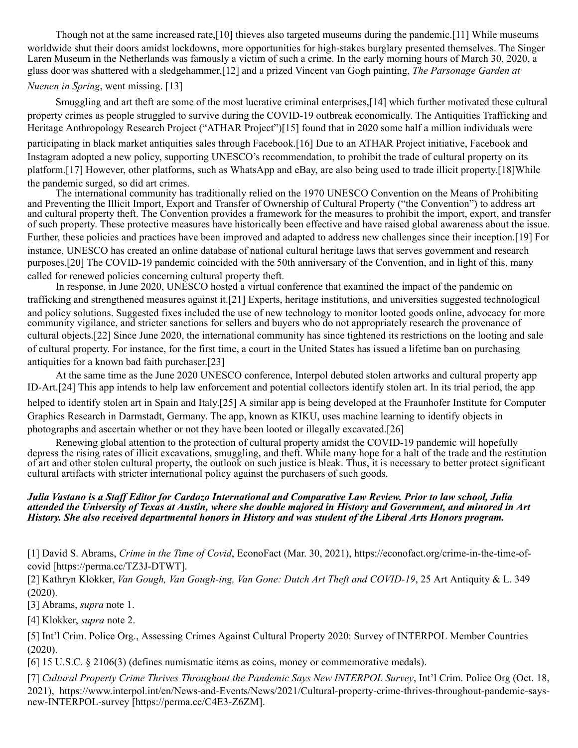Though not at the same increased rate,[10] thieves also targeted museums during the pandemic.[11] While museums worldwide shut their doors amidst lockdowns, more opportunities for high-stakes burglary presented themselves. The Singer Laren Museum in the Netherlands was famously a victim of such a crime. In the early morning hours of March 30, 2020, a glass door was shattered with a sledgehammer,[12] and a prized Vincent van Gogh painting, *The Parsonage Garden at Nuenen in Spring*, went missing. [13]

Smuggling and art theft are some of the most lucrative criminal enterprises,[14] which further motivated these cultural property crimes as people struggled to survive during the COVID-19 outbreak economically. The Antiquities Trafficking and Heritage Anthropology Research Project ("ATHAR Project")[15] found that in 2020 some half a million individuals were participating in black market antiquities sales through Facebook.[16] Due to an ATHAR Project initiative, Facebook and Instagram adopted a new policy, supporting UNESCO's recommendation, to prohibit the trade of cultural property on its platform.[17] However, other platforms, such as WhatsApp and eBay, are also being used to trade illicit property.[18]While the pandemic surged, so did art crimes.

The international community has traditionally relied on the 1970 UNESCO Convention on the Means of Prohibiting and Preventing the Illicit Import, Export and Transfer of Ownership of Cultural Property ("the Convention") to address art and cultural property theft. The Convention provides a framework for the measures to prohibit the import, export, and transfer of such property. These protective measures have historically been effective and have raised global awareness about the issue. Further, these policies and practices have been improved and adapted to address new challenges since their inception.[19] For instance, UNESCO has created an online database of national cultural heritage laws that serves government and research purposes.[20] The COVID-19 pandemic coincided with the 50th anniversary of the Convention, and in light of this, many called for renewed policies concerning cultural property theft.

In response, in June 2020, UNESCO hosted a virtual conference that examined the impact of the pandemic on trafficking and strengthened measures against it.[21] Experts, heritage institutions, and universities suggested technological and policy solutions. Suggested fixes included the use of new technology to monitor looted goods online, advocacy for more community vigilance, and stricter sanctions for sellers and buyers who do not appropriately research the provenance of cultural objects.[22] Since June 2020, the international community has since tightened its restrictions on the looting and sale of cultural property. For instance, for the first time, a court in the United States has issued a lifetime ban on purchasing antiquities for a known bad faith purchaser.[23]

At the same time as the June 2020 UNESCO conference, Interpol debuted stolen artworks and cultural property app ID-Art.[24] This app intends to help law enforcement and potential collectors identify stolen art. In its trial period, the app helped to identify stolen art in Spain and Italy.[25] A similar app is being developed at the Fraunhofer Institute for Computer Graphics Research in Darmstadt, Germany. The app, known as KIKU, uses machine learning to identify objects in photographs and ascertain whether or not they have been looted or illegally excavated.[26]

Renewing global attention to the protection of cultural property amidst the COVID-19 pandemic will hopefully depress the rising rates of illicit excavations, smuggling, and theft. While many hope for a halt of the trade and the restitution of art and other stolen cultural property, the outlook on such justice is bleak. Thus, it is necessary to better protect significant cultural artifacts with stricter international policy against the purchasers of such goods.

***Julia Vastano is a Staff Editor for Cardozo International and Comparative Law Review. Prior to law school, Julia attended the University of Texas at Austin, where she double majored in History and Government, and minored in Art History. She also received departmental honors in History and was student of the Liberal Arts Honors program.***

[1] David S. Abrams, *Crime in the Time of Covid*, EconoFact (Mar. 30, 2021), https://econofact.org/crime-in-the-time-of-covid [https://perma.cc/TZ3J-DTWT].

[2] Kathryn Klokker, *Van Gough, Van Gough-ing, Van Gone: Dutch Art Theft and COVID-19*, 25 Art Antiquity & L. 349 (2020).

[3] Abrams, *supra* note 1.

[4] Klokker, *supra* note 2.

[5] Int'l Crim. Police Org., Assessing Crimes Against Cultural Property 2020: Survey of INTERPOL Member Countries (2020).

[6] 15 U.S.C. § 2106(3) (defines numismatic items as coins, money or commemorative medals).

[7] *Cultural Property Crime Thrives Throughout the Pandemic Says New INTERPOL Survey*, Int'l Crim. Police Org (Oct. 18, 2021), https://www.interpol.int/en/News-and-Events/News/2021/Cultural-property-crime-thrives-throughout-pandemic-says-new-INTERPOL-survey [https://perma.cc/C4E3-Z6ZM].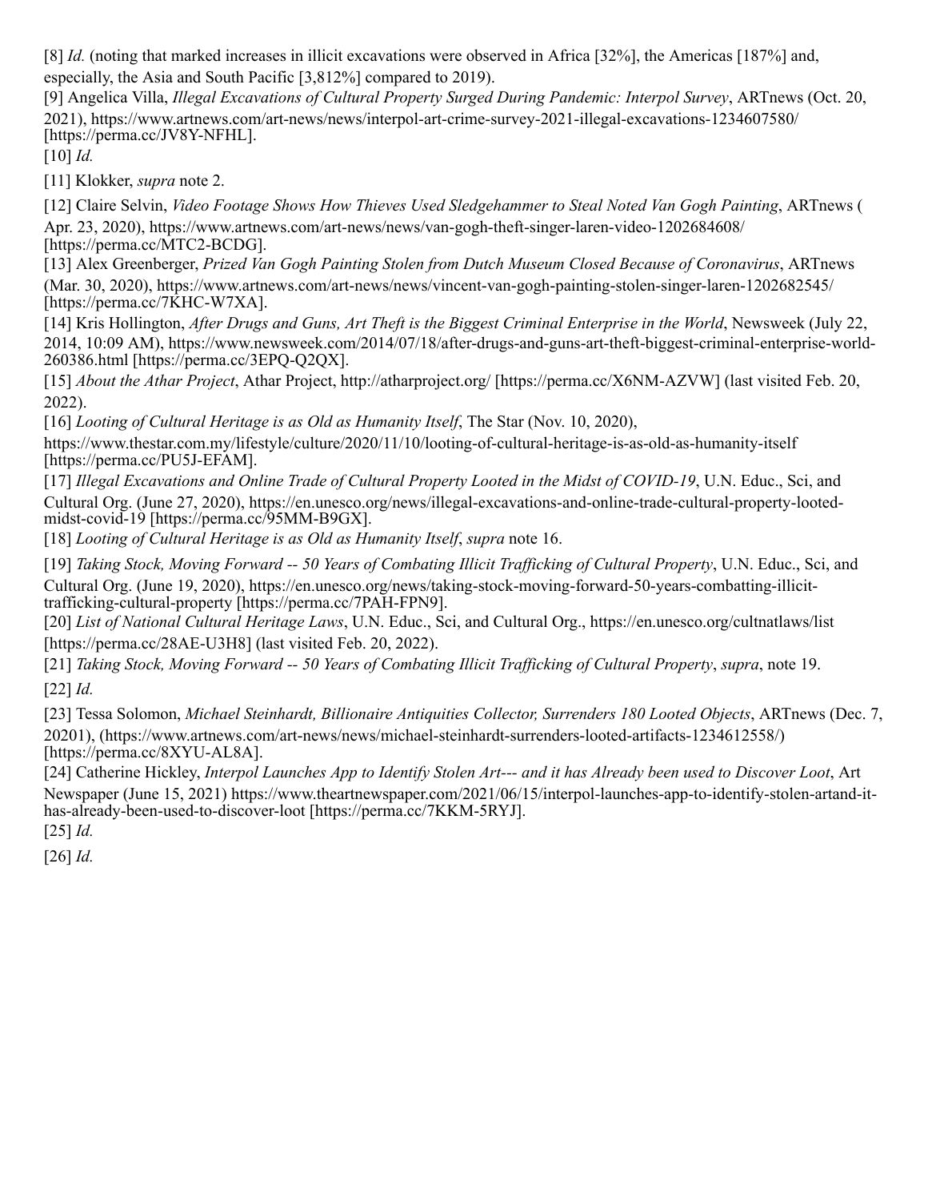[8] *Id.* (noting that marked increases in illicit excavations were observed in Africa [32%], the Americas [187%] and, especially, the Asia and South Pacific [3,812%] compared to 2019).

[9] Angelica Villa, *Illegal Excavations of Cultural Property Surged During Pandemic: Interpol Survey*, ARTnews (Oct. 20, 2021), https://www.artnews.com/art-news/news/interpol-art-crime-survey-2021-illegal-excavations-1234607580/ [https://perma.cc/JV8Y-NFHL].

[10] *Id.*

[11] Klokker, *supra* note 2.

[12] Claire Selvin, *Video Footage Shows How Thieves Used Sledgehammer to Steal Noted Van Gogh Painting*, ARTnews ( Apr. 23, 2020), https://www.artnews.com/art-news/news/van-gogh-theft-singer-laren-video-1202684608/ [https://perma.cc/MTC2-BCDG].

[13] Alex Greenberger, *Prized Van Gogh Painting Stolen from Dutch Museum Closed Because of Coronavirus*, ARTnews (Mar. 30, 2020), https://www.artnews.com/art-news/news/vincent-van-gogh-painting-stolen-singer-laren-1202682545/ [https://perma.cc/7KHC-W7XA].

[14] Kris Hollington, *After Drugs and Guns, Art Theft is the Biggest Criminal Enterprise in the World*, Newsweek (July 22, 2014, 10:09 AM), https://www.newsweek.com/2014/07/18/after-drugs-and-guns-art-theft-biggest-criminal-enterprise-world-260386.html [https://perma.cc/3EPQ-Q2QX].

[15] *About the Athar Project*, Athar Project, http://atharproject.org/ [https://perma.cc/X6NM-AZVW] (last visited Feb. 20, 2022).

[16] *Looting of Cultural Heritage is as Old as Humanity Itself*, The Star (Nov. 10, 2020), https://www.thestar.com.my/lifestyle/culture/2020/11/10/looting-of-cultural-heritage-is-as-old-as-humanity-itself [https://perma.cc/PU5J-EFAM].

[17] *Illegal Excavations and Online Trade of Cultural Property Looted in the Midst of COVID-19*, U.N. Educ., Sci, and Cultural Org. (June 27, 2020), https://en.unesco.org/news/illegal-excavations-and-online-trade-cultural-property-looted-midst-covid-19 [https://perma.cc/95MM-B9GX].

[18] *Looting of Cultural Heritage is as Old as Humanity Itself*, *supra* note 16.

[19] *Taking Stock, Moving Forward -- 50 Years of Combating Illicit Trafficking of Cultural Property*, U.N. Educ., Sci, and Cultural Org. (June 19, 2020), https://en.unesco.org/news/taking-stock-moving-forward-50-years-combatting-illicit-trafficking-cultural-property [https://perma.cc/7PAH-FPN9].

[20] *List of National Cultural Heritage Laws*, U.N. Educ., Sci, and Cultural Org., https://en.unesco.org/cultnatlaws/list [https://perma.cc/28AE-U3H8] (last visited Feb. 20, 2022).

[21] *Taking Stock, Moving Forward -- 50 Years of Combating Illicit Trafficking of Cultural Property*, *supra*, note 19.

[22] *Id.*

[23] Tessa Solomon, *Michael Steinhardt, Billionaire Antiquities Collector, Surrenders 180 Looted Objects*, ARTnews (Dec. 7, 20201), (https://www.artnews.com/art-news/news/michael-steinhardt-surrenders-looted-artifacts-1234612558/) [https://perma.cc/8XYU-AL8A].

[24] Catherine Hickley, *Interpol Launches App to Identify Stolen Art--- and it has Already been used to Discover Loot*, Art Newspaper (June 15, 2021) https://www.theartnewspaper.com/2021/06/15/interpol-launches-app-to-identify-stolen-artand-it-has-already-been-used-to-discover-loot [https://perma.cc/7KKM-5RYJ].

[25] *Id.*

[26] *Id.*